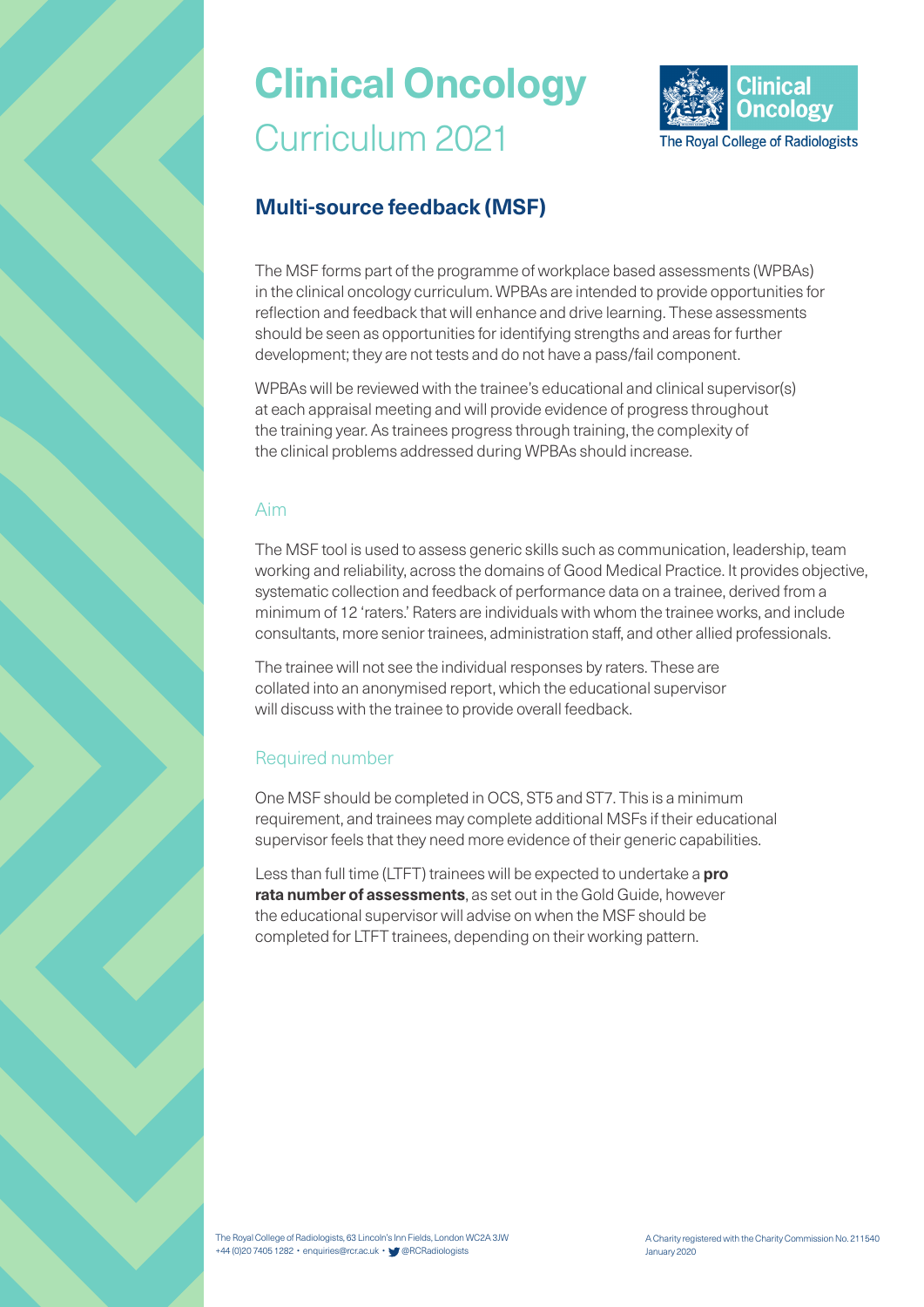# Clinical Oncology

Curriculum 2021

Clinical Oncology
The Royal College of Radiologists

## Multi-source feedback (MSF)

The MSF forms part of the programme of workplace based assessments (WPBAs) in the clinical oncology curriculum. WPBAs are intended to provide opportunities for reflection and feedback that will enhance and drive learning. These assessments should be seen as opportunities for identifying strengths and areas for further development; they are not tests and do not have a pass/fail component.

WPBAs will be reviewed with the trainee's educational and clinical supervisor(s) at each appraisal meeting and will provide evidence of progress throughout the training year. As trainees progress through training, the complexity of the clinical problems addressed during WPBAs should increase.

### Aim

The MSF tool is used to assess generic skills such as communication, leadership, team working and reliability, across the domains of Good Medical Practice. It provides objective, systematic collection and feedback of performance data on a trainee, derived from a minimum of 12 'raters.' Raters are individuals with whom the trainee works, and include consultants, more senior trainees, administration staff, and other allied professionals.

The trainee will not see the individual responses by raters. These are collated into an anonymised report, which the educational supervisor will discuss with the trainee to provide overall feedback.

### Required number

One MSF should be completed in OCS, ST5 and ST7. This is a minimum requirement, and trainees may complete additional MSFs if their educational supervisor feels that they need more evidence of their generic capabilities.

Less than full time (LTFT) trainees will be expected to undertake a **pro rata number of assessments**, as set out in the Gold Guide, however the educational supervisor will advise on when the MSF should be completed for LTFT trainees, depending on their working pattern.

The Royal College of Radiologists, 63 Lincoln's Inn Fields, London WC2A 3JW
+44 (0)20 7405 1282 • enquiries@rcr.ac.uk • @RCRadiologists

A Charity registered with the Charity Commission No. 211540
January 2020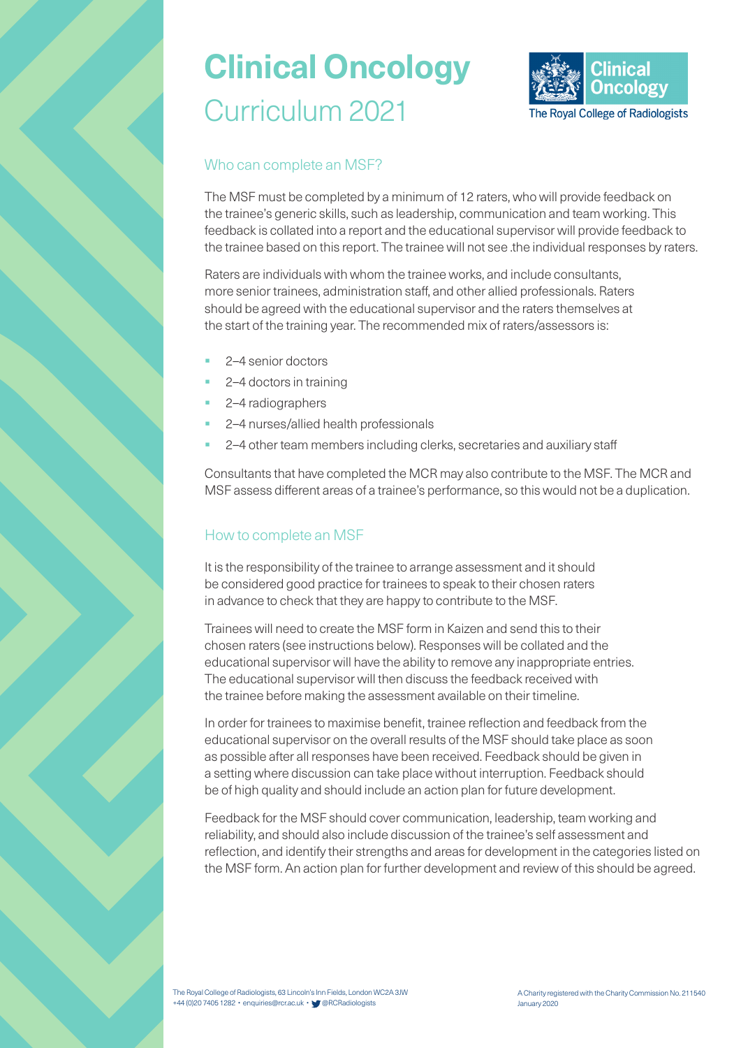## Who can complete an MSF?

The MSF must be completed by a minimum of 12 raters, who will provide feedback on the trainee's generic skills, such as leadership, communication and team working. This feedback is collated into a report and the educational supervisor will provide feedback to the trainee based on this report. The trainee will not see .the individual responses by raters.

Raters are individuals with whom the trainee works, and include consultants, more senior trainees, administration staff, and other allied professionals. Raters should be agreed with the educational supervisor and the raters themselves at the start of the training year. The recommended mix of raters/assessors is:

- 2–4 senior doctors
- 2–4 doctors in training
- 2–4 radiographers
- 2–4 nurses/allied health professionals
- 2–4 other team members including clerks, secretaries and auxiliary staff

Consultants that have completed the MCR may also contribute to the MSF. The MCR and MSF assess different areas of a trainee's performance, so this would not be a duplication.

## How to complete an MSF

It is the responsibility of the trainee to arrange assessment and it should be considered good practice for trainees to speak to their chosen raters in advance to check that they are happy to contribute to the MSF.

Trainees will need to create the MSF form in Kaizen and send this to their chosen raters (see instructions below). Responses will be collated and the educational supervisor will have the ability to remove any inappropriate entries. The educational supervisor will then discuss the feedback received with the trainee before making the assessment available on their timeline.

In order for trainees to maximise benefit, trainee reflection and feedback from the educational supervisor on the overall results of the MSF should take place as soon as possible after all responses have been received. Feedback should be given in a setting where discussion can take place without interruption. Feedback should be of high quality and should include an action plan for future development.

Feedback for the MSF should cover communication, leadership, team working and reliability, and should also include discussion of the trainee's self assessment and reflection, and identify their strengths and areas for development in the categories listed on the MSF form. An action plan for further development and review of this should be agreed.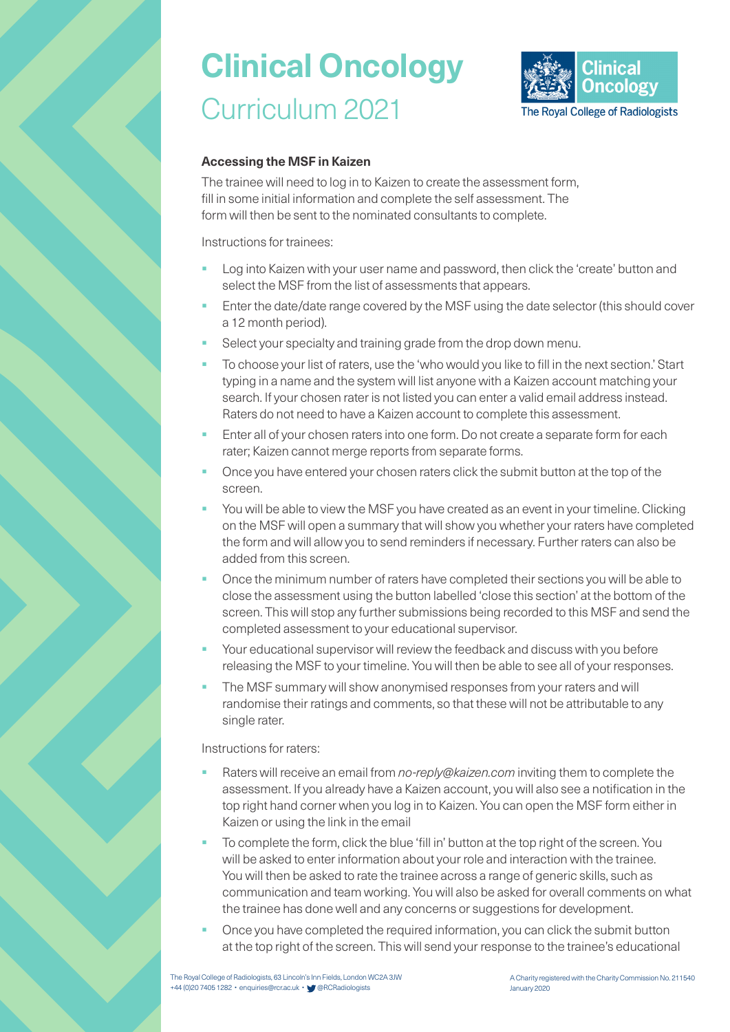## Accessing the MSF in Kaizen

The trainee will need to log in to Kaizen to create the assessment form, fill in some initial information and complete the self assessment. The form will then be sent to the nominated consultants to complete.

Instructions for trainees:

- Log into Kaizen with your user name and password, then click the 'create' button and select the MSF from the list of assessments that appears.
- Enter the date/date range covered by the MSF using the date selector (this should cover a 12 month period).
- Select your specialty and training grade from the drop down menu.
- To choose your list of raters, use the 'who would you like to fill in the next section.' Start typing in a name and the system will list anyone with a Kaizen account matching your search. If your chosen rater is not listed you can enter a valid email address instead. Raters do not need to have a Kaizen account to complete this assessment.
- Enter all of your chosen raters into one form. Do not create a separate form for each rater; Kaizen cannot merge reports from separate forms.
- Once you have entered your chosen raters click the submit button at the top of the screen.
- You will be able to view the MSF you have created as an event in your timeline. Clicking on the MSF will open a summary that will show you whether your raters have completed the form and will allow you to send reminders if necessary. Further raters can also be added from this screen.
- Once the minimum number of raters have completed their sections you will be able to close the assessment using the button labelled 'close this section' at the bottom of the screen. This will stop any further submissions being recorded to this MSF and send the completed assessment to your educational supervisor.
- Your educational supervisor will review the feedback and discuss with you before releasing the MSF to your timeline. You will then be able to see all of your responses.
- The MSF summary will show anonymised responses from your raters and will randomise their ratings and comments, so that these will not be attributable to any single rater.

Instructions for raters:

- Raters will receive an email from *no-reply@kaizen.com* inviting them to complete the assessment. If you already have a Kaizen account, you will also see a notification in the top right hand corner when you log in to Kaizen. You can open the MSF form either in Kaizen or using the link in the email
- To complete the form, click the blue 'fill in' button at the top right of the screen. You will be asked to enter information about your role and interaction with the trainee. You will then be asked to rate the trainee across a range of generic skills, such as communication and team working. You will also be asked for overall comments on what the trainee has done well and any concerns or suggestions for development.
- Once you have completed the required information, you can click the submit button at the top right of the screen. This will send your response to the trainee's educational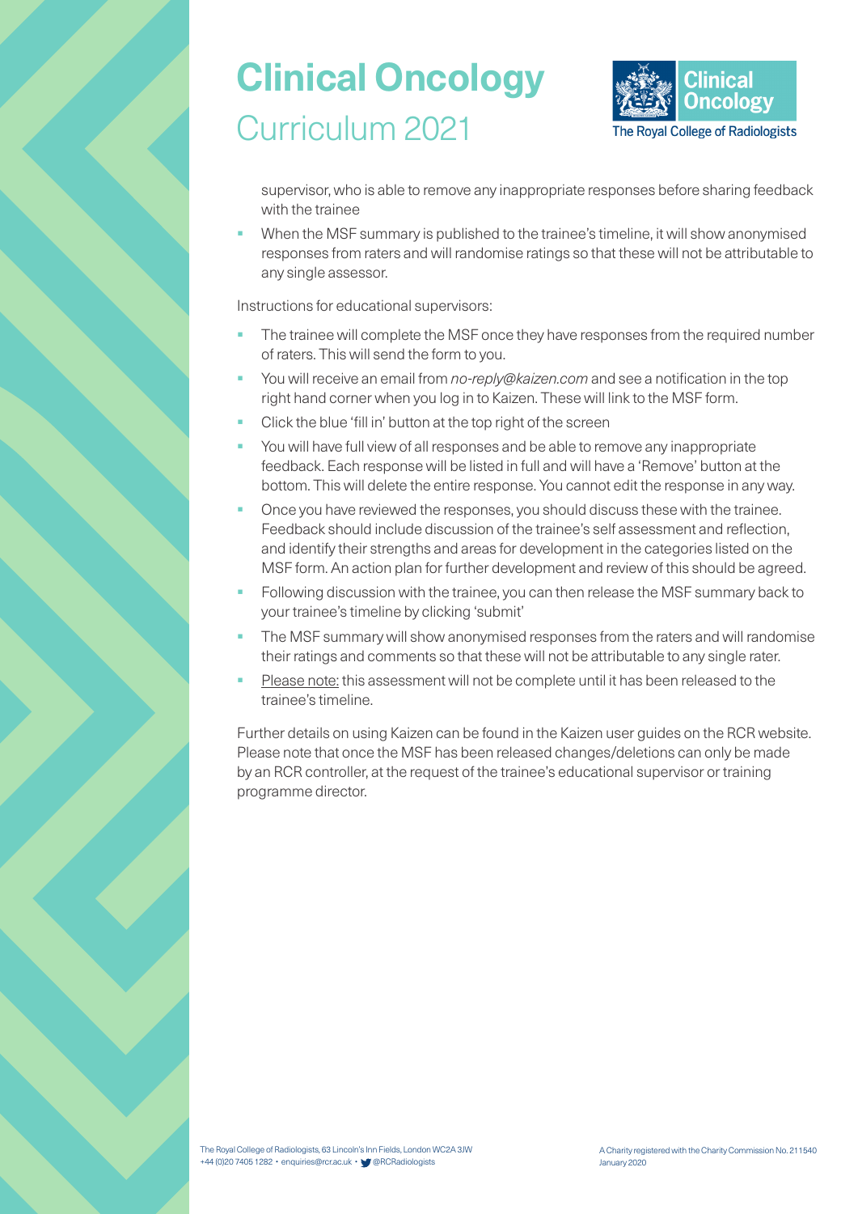supervisor, who is able to remove any inappropriate responses before sharing feedback with the trainee

- When the MSF summary is published to the trainee's timeline, it will show anonymised responses from raters and will randomise ratings so that these will not be attributable to any single assessor.

Instructions for educational supervisors:

- The trainee will complete the MSF once they have responses from the required number of raters. This will send the form to you.
- You will receive an email from *no-reply@kaizen.com* and see a notification in the top right hand corner when you log in to Kaizen. These will link to the MSF form.
- Click the blue 'fill in' button at the top right of the screen
- You will have full view of all responses and be able to remove any inappropriate feedback. Each response will be listed in full and will have a 'Remove' button at the bottom. This will delete the entire response. You cannot edit the response in any way.
- Once you have reviewed the responses, you should discuss these with the trainee. Feedback should include discussion of the trainee's self assessment and reflection, and identify their strengths and areas for development in the categories listed on the MSF form. An action plan for further development and review of this should be agreed.
- Following discussion with the trainee, you can then release the MSF summary back to your trainee's timeline by clicking 'submit'
- The MSF summary will show anonymised responses from the raters and will randomise their ratings and comments so that these will not be attributable to any single rater.
- Please note: this assessment will not be complete until it has been released to the trainee's timeline.

Further details on using Kaizen can be found in the Kaizen user guides on the RCR website. Please note that once the MSF has been released changes/deletions can only be made by an RCR controller, at the request of the trainee's educational supervisor or training programme director.